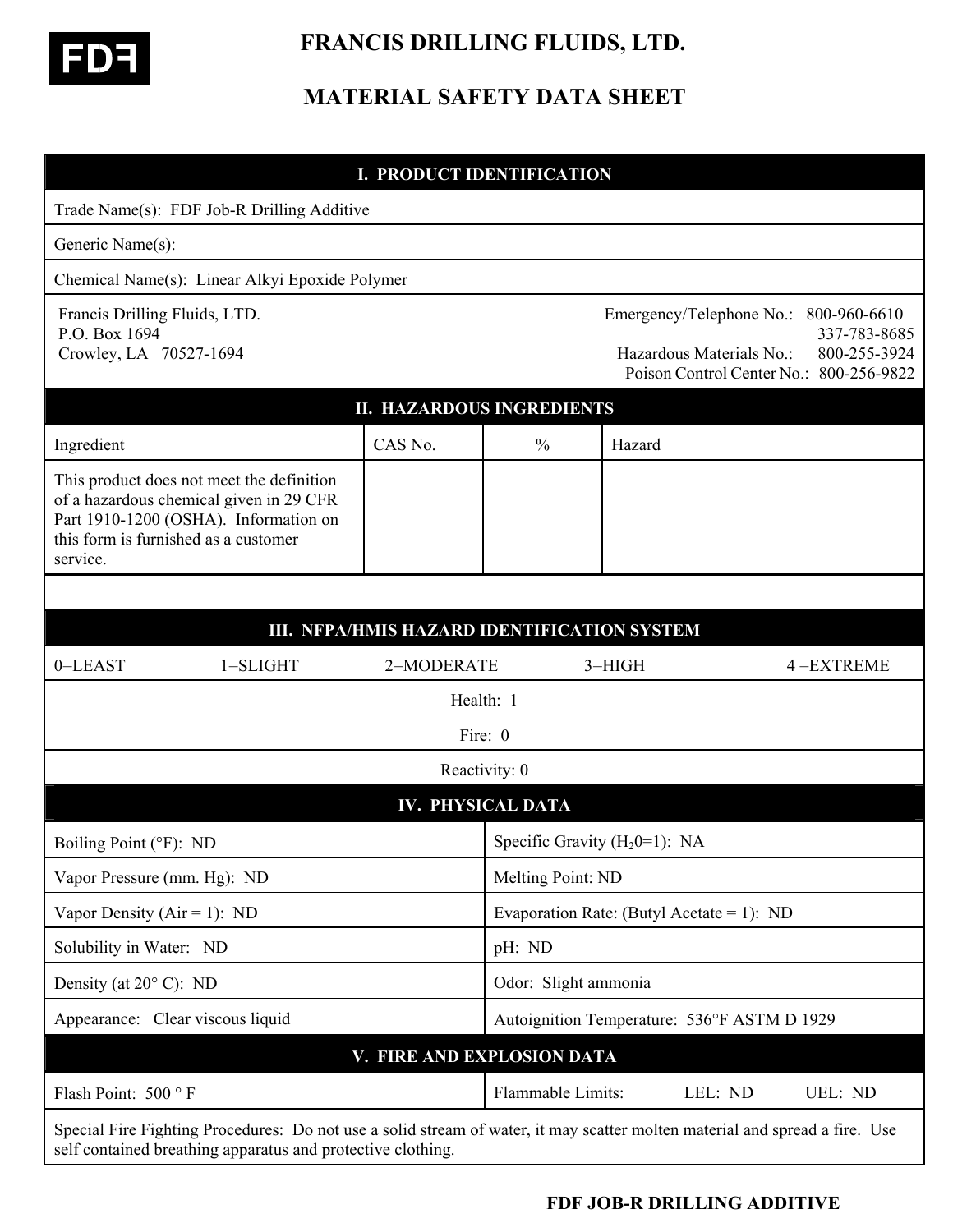FDF

# FRANCIS DRILLING FLUIDS, LTD.

# MATERIAL SAFETY DATA SHEET

## I. PRODUCT IDENTIFICATION

Trade Name(s): FDF Job-R Drilling Additive

Generic Name(s):

Chemical Name(s): Linear Alkyi Epoxide Polymer

Francis Drilling Fluids, LTD.
P.O. Box 1694
Crowley, LA 70527-1694

Emergency/Telephone No.: 800-960-6610
337-783-8685
Hazardous Materials No.: 800-255-3924
Poison Control Center No.: 800-256-9822

## II. HAZARDOUS INGREDIENTS

| Ingredient | CAS No. | % | Hazard |
|---|---|---|---|
| This product does not meet the definition of a hazardous chemical given in 29 CFR Part 1910-1200 (OSHA). Information on this form is furnished as a customer service. | | | |

## III. NFPA/HMIS HAZARD IDENTIFICATION SYSTEM

0=LEAST 1=SLIGHT 2=MODERATE 3=HIGH 4 =EXTREME

Health: 1

Fire: 0

Reactivity: 0

## IV. PHYSICAL DATA

| | |
|---|---|
| Boiling Point (°F): ND | Specific Gravity ($H_2$0=1): NA |
| Vapor Pressure (mm. Hg): ND | Melting Point: ND |
| Vapor Density (Air = 1): ND | Evaporation Rate: (Butyl Acetate = 1): ND |
| Solubility in Water: ND | pH: ND |
| Density (at 20° C): ND | Odor: Slight ammonia |
| Appearance: Clear viscous liquid | Autoignition Temperature: 536°F ASTM D 1929 |

## V. FIRE AND EXPLOSION DATA

| | |
|---|---|
| Flash Point: 500 ° F | Flammable Limits: LEL: ND UEL: ND |

Special Fire Fighting Procedures: Do not use a solid stream of water, it may scatter molten material and spread a fire. Use self contained breathing apparatus and protective clothing.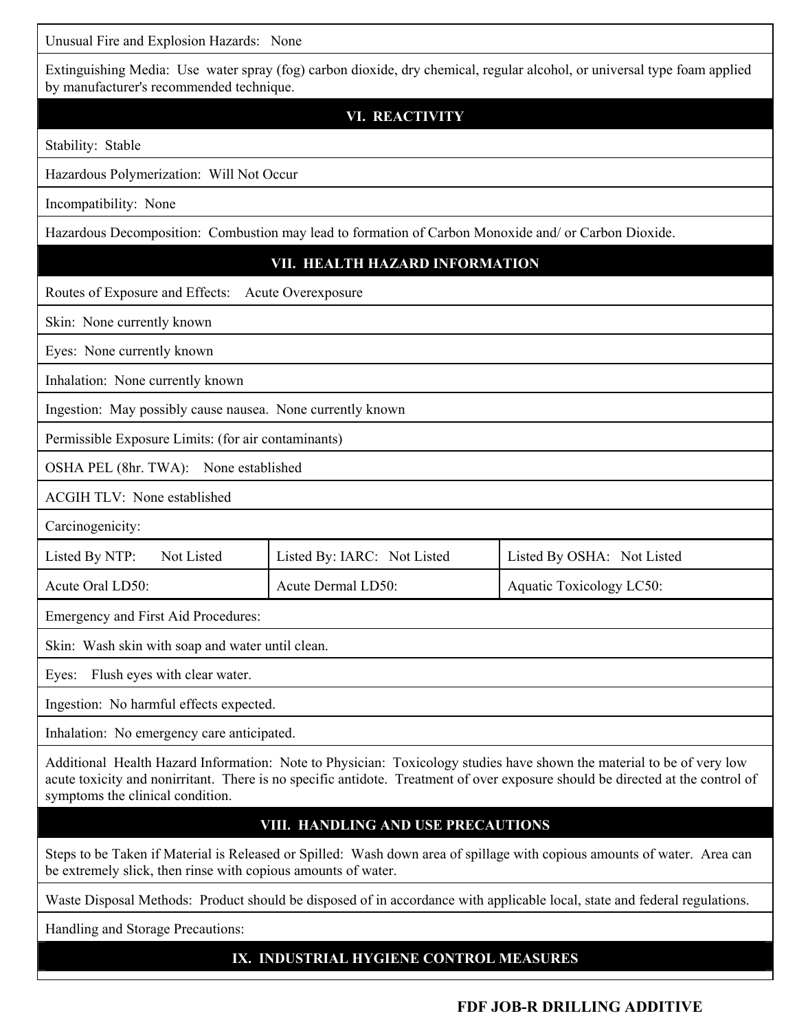Unusual Fire and Explosion Hazards: None

Extinguishing Media: Use water spray (fog) carbon dioxide, dry chemical, regular alcohol, or universal type foam applied by manufacturer's recommended technique.

## VI. REACTIVITY

Stability: Stable

Hazardous Polymerization: Will Not Occur

Incompatibility: None

Hazardous Decomposition: Combustion may lead to formation of Carbon Monoxide and/ or Carbon Dioxide.

## VII. HEALTH HAZARD INFORMATION

Routes of Exposure and Effects: Acute Overexposure

Skin: None currently known

Eyes: None currently known

Inhalation: None currently known

Ingestion: May possibly cause nausea. None currently known

Permissible Exposure Limits: (for air contaminants)

OSHA PEL (8hr. TWA): None established

ACGIH TLV: None established

Carcinogenicity:

| Listed By NTP: Not Listed | Listed By: IARC: Not Listed | Listed By OSHA: Not Listed |
|---|---|---|
| Acute Oral LD50: | Acute Dermal LD50: | Aquatic Toxicology LC50: |

Emergency and First Aid Procedures:

Skin: Wash skin with soap and water until clean.

Eyes: Flush eyes with clear water.

Ingestion: No harmful effects expected.

Inhalation: No emergency care anticipated.

Additional Health Hazard Information: Note to Physician: Toxicology studies have shown the material to be of very low acute toxicity and nonirritant. There is no specific antidote. Treatment of over exposure should be directed at the control of symptoms the clinical condition.

## VIII. HANDLING AND USE PRECAUTIONS

Steps to be Taken if Material is Released or Spilled: Wash down area of spillage with copious amounts of water. Area can be extremely slick, then rinse with copious amounts of water.

Waste Disposal Methods: Product should be disposed of in accordance with applicable local, state and federal regulations.

Handling and Storage Precautions:

## IX. INDUSTRIAL HYGIENE CONTROL MEASURES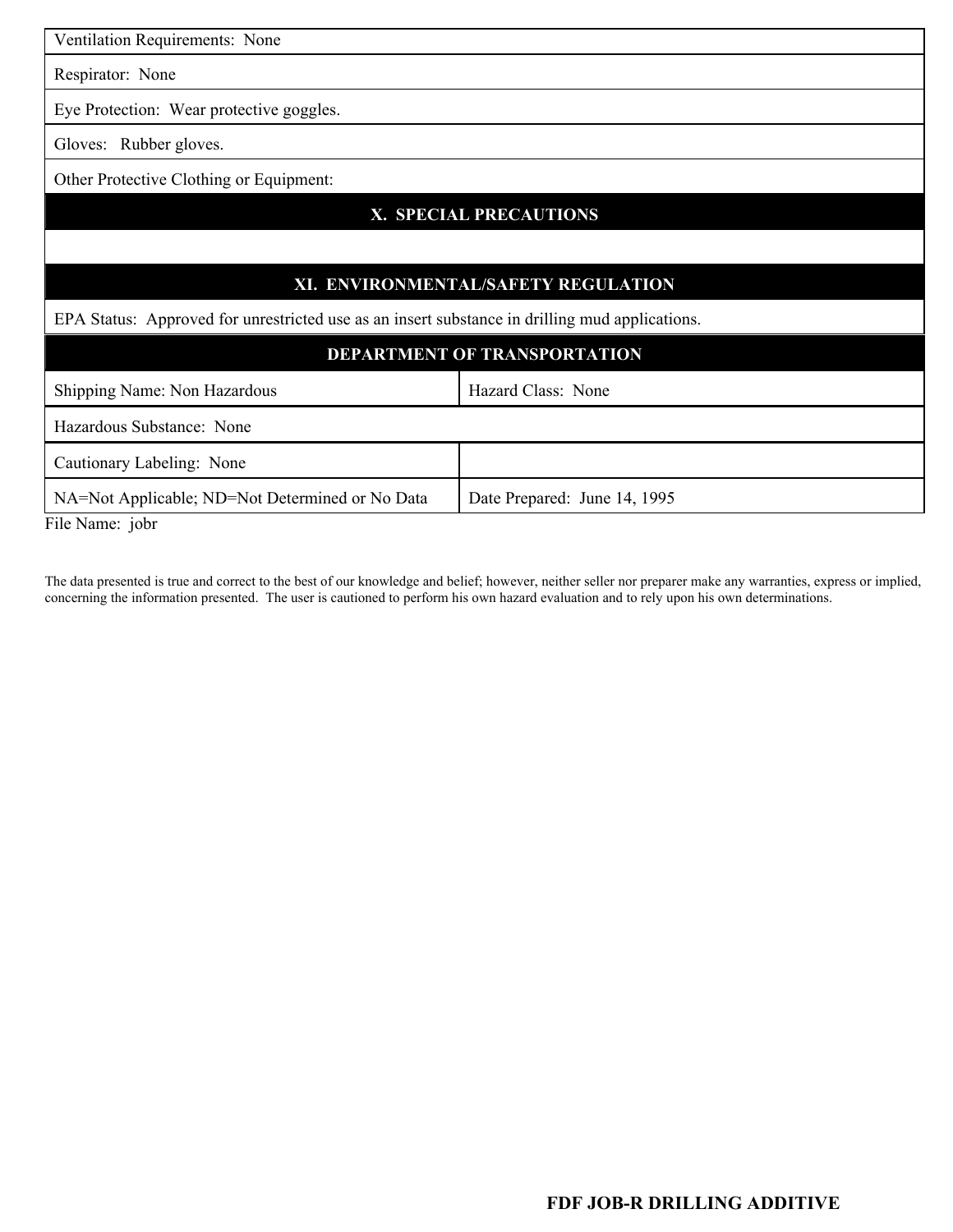| | |
|---|---|
| Ventilation Requirements: None | |
| Respirator: None | |
| Eye Protection: Wear protective goggles. | |
| Gloves: Rubber gloves. | |
| Other Protective Clothing or Equipment: | |

## X. SPECIAL PRECAUTIONS

## XI. ENVIRONMENTAL/SAFETY REGULATION

EPA Status: Approved for unrestricted use as an insert substance in drilling mud applications.

## DEPARTMENT OF TRANSPORTATION

| | |
|---|---|
| Shipping Name: Non Hazardous | Hazard Class: None |
| Hazardous Substance: None | |
| Cautionary Labeling: None | |
| NA=Not Applicable; ND=Not Determined or No Data | Date Prepared: June 14, 1995 |

File Name: jobr

The data presented is true and correct to the best of our knowledge and belief; however, neither seller nor preparer make any warranties, express or implied, concerning the information presented. The user is cautioned to perform his own hazard evaluation and to rely upon his own determinations.

**FDF JOB-R DRILLING ADDITIVE**